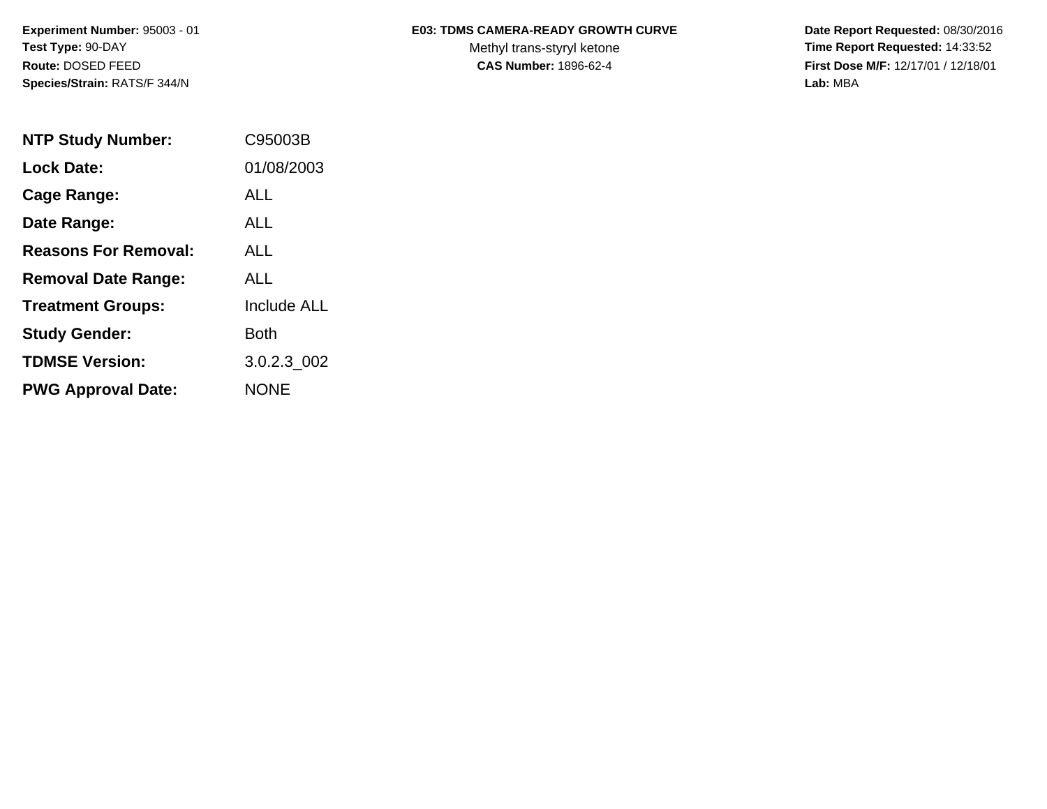**Experiment Number:** 95003 - 01
**Test Type:** 90-DAY
**Route:** DOSED FEED
**Species/Strain:** RATS/F 344/N

**E03: TDMS CAMERA-READY GROWTH CURVE**
Methyl trans-styryl ketone
**CAS Number:** 1896-62-4

**Date Report Requested:** 08/30/2016
**Time Report Requested:** 14:33:52
**First Dose M/F:** 12/17/01 / 12/18/01
**Lab:** MBA

| | |
|---|---|
| **NTP Study Number:** | C95003B |
| **Lock Date:** | 01/08/2003 |
| **Cage Range:** | ALL |
| **Date Range:** | ALL |
| **Reasons For Removal:** | ALL |
| **Removal Date Range:** | ALL |
| **Treatment Groups:** | Include ALL |
| **Study Gender:** | Both |
| **TDMSE Version:** | 3.0.2.3_002 |
| **PWG Approval Date:** | NONE |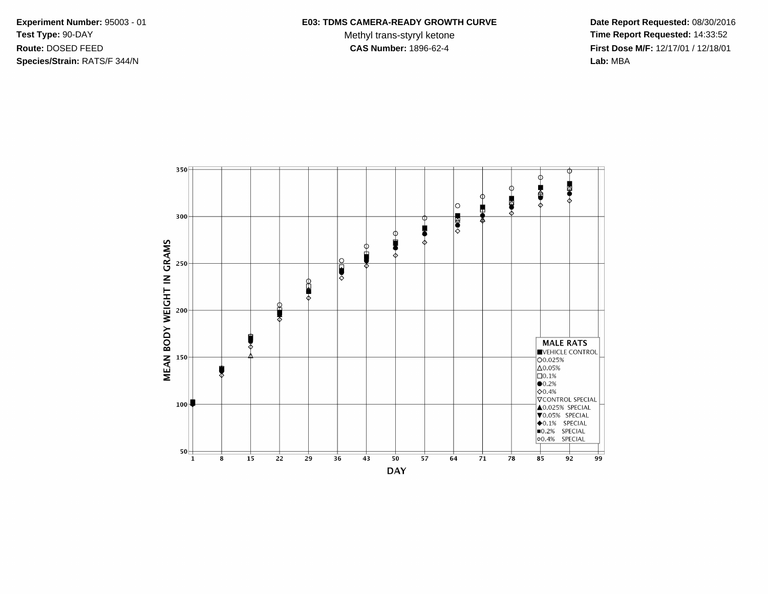**Experiment Number:** 95003 - 01
**Test Type:** 90-DAY
**Route:** DOSED FEED
**Species/Strain:** RATS/F 344/N

**E03: TDMS CAMERA-READY GROWTH CURVE**
Methyl trans-styryl ketone
**CAS Number:** 1896-62-4

**Date Report Requested:** 08/30/2016
**Time Report Requested:** 14:33:52
**First Dose M/F:** 12/17/01 / 12/18/01
**Lab:** MBA

MEAN BODY WEIGHT IN GRAMS

DAY

MALE RATS
- ■ VEHICLE CONTROL
- ○ 0.025%
- △ 0.05%
- □ 0.1%
- ● 0.2%
- ◇ 0.4%
- ▽ CONTROL SPECIAL
- ▲ 0.025% SPECIAL
- ▼ 0.05% SPECIAL
- ◆ 0.1% SPECIAL
- ■ 0.2% SPECIAL
- ○ 0.4% SPECIAL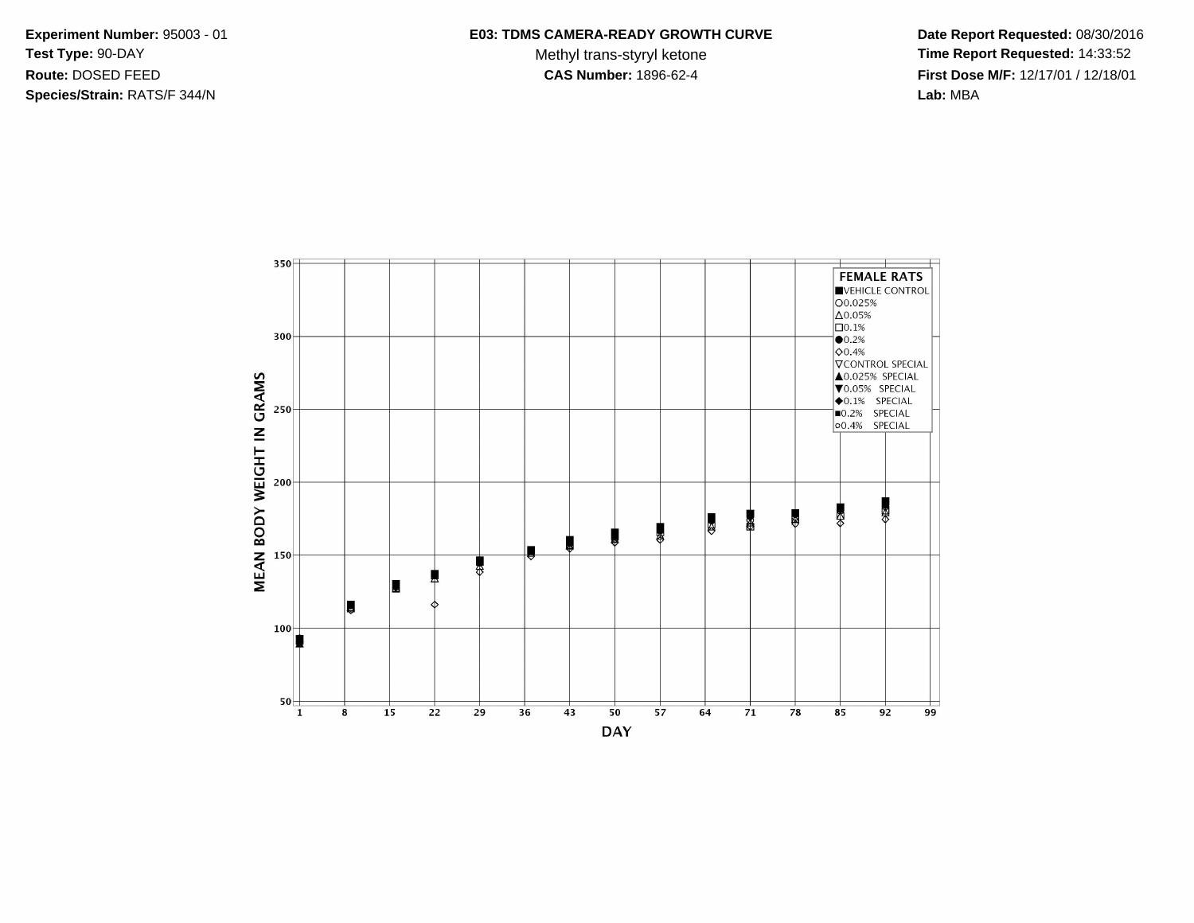**Experiment Number:** 95003 - 01
**Test Type:** 90-DAY
**Route:** DOSED FEED
**Species/Strain:** RATS/F 344/N

**E03: TDMS CAMERA-READY GROWTH CURVE**
Methyl trans-styryl ketone
**CAS Number:** 1896-62-4

**Date Report Requested:** 08/30/2016
**Time Report Requested:** 14:33:52
**First Dose M/F:** 12/17/01 / 12/18/01
**Lab:** MBA

FEMALE RATS
■VEHICLE CONTROL
○0.025%
△0.05%
□0.1%
●0.2%
◇0.4%
▽CONTROL SPECIAL
▲0.025% SPECIAL
▼0.05% SPECIAL
◆0.1% SPECIAL
▪0.2% SPECIAL
∘0.4% SPECIAL

MEAN BODY WEIGHT IN GRAMS
350
300
250
200
150
100
50

DAY
1
8
15
22
29
36
43
50
57
64
71
78
85
92
99